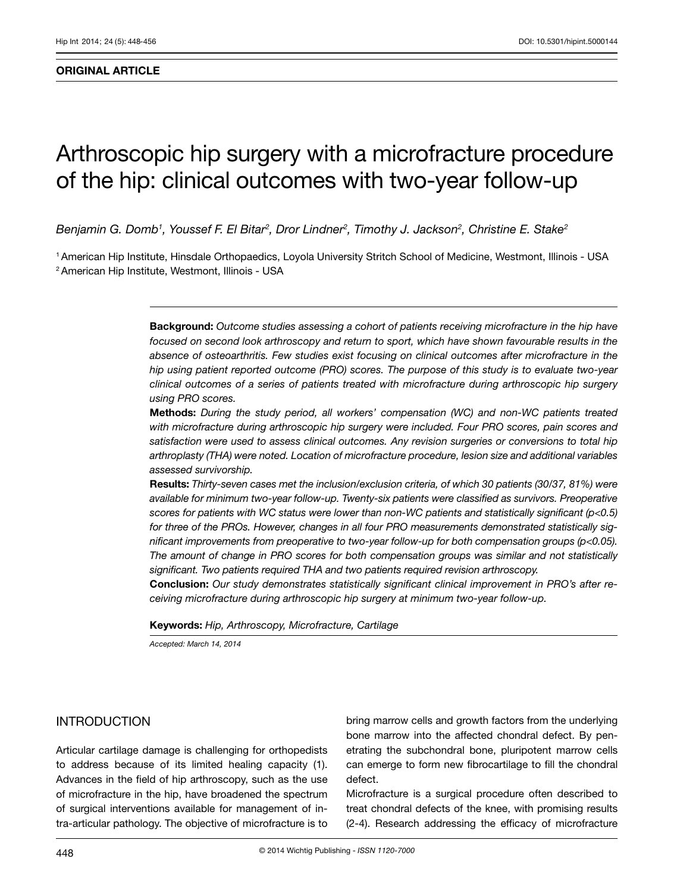**ORIGINAL ARTICLE**

# Arthroscopic hip surgery with a microfracture procedure of the hip: clinical outcomes with two-year follow-up

*Benjamin G. Domb[1], Youssef F. El Bitar[2], Dror Lindner[2], Timothy J. Jackson[2], Christine E. Stake[2]*

[1] American Hip Institute, Hinsdale Orthopaedics, Loyola University Stritch School of Medicine, Westmont, Illinois - USA
[2] American Hip Institute, Westmont, Illinois - USA

**Background:** *Outcome studies assessing a cohort of patients receiving microfracture in the hip have focused on second look arthroscopy and return to sport, which have shown favourable results in the absence of osteoarthritis. Few studies exist focusing on clinical outcomes after microfracture in the hip using patient reported outcome (PRO) scores. The purpose of this study is to evaluate two-year clinical outcomes of a series of patients treated with microfracture during arthroscopic hip surgery using PRO scores.*

**Methods:** *During the study period, all workers' compensation (WC) and non-WC patients treated with microfracture during arthroscopic hip surgery were included. Four PRO scores, pain scores and satisfaction were used to assess clinical outcomes. Any revision surgeries or conversions to total hip arthroplasty (THA) were noted. Location of microfracture procedure, lesion size and additional variables assessed survivorship.*

**Results:** *Thirty-seven cases met the inclusion/exclusion criteria, of which 30 patients (30/37, 81%) were available for minimum two-year follow-up. Twenty-six patients were classified as survivors. Preoperative scores for patients with WC status were lower than non-WC patients and statistically significant ($p<0.5$) for three of the PROs. However, changes in all four PRO measurements demonstrated statistically significant improvements from preoperative to two-year follow-up for both compensation groups ($p<0.05$). The amount of change in PRO scores for both compensation groups was similar and not statistically significant. Two patients required THA and two patients required revision arthroscopy.*

**Conclusion:** *Our study demonstrates statistically significant clinical improvement in PRO's after receiving microfracture during arthroscopic hip surgery at minimum two-year follow-up.*

**Keywords:** *Hip, Arthroscopy, Microfracture, Cartilage*

*Accepted: March 14, 2014*

## INTRODUCTION

Articular cartilage damage is challenging for orthopedists to address because of its limited healing capacity (1). Advances in the field of hip arthroscopy, such as the use of microfracture in the hip, have broadened the spectrum of surgical interventions available for management of intra-articular pathology. The objective of microfracture is to bring marrow cells and growth factors from the underlying bone marrow into the affected chondral defect. By penetrating the subchondral bone, pluripotent marrow cells can emerge to form new fibrocartilage to fill the chondral defect.

Microfracture is a surgical procedure often described to treat chondral defects of the knee, with promising results (2-4). Research addressing the efficacy of microfracture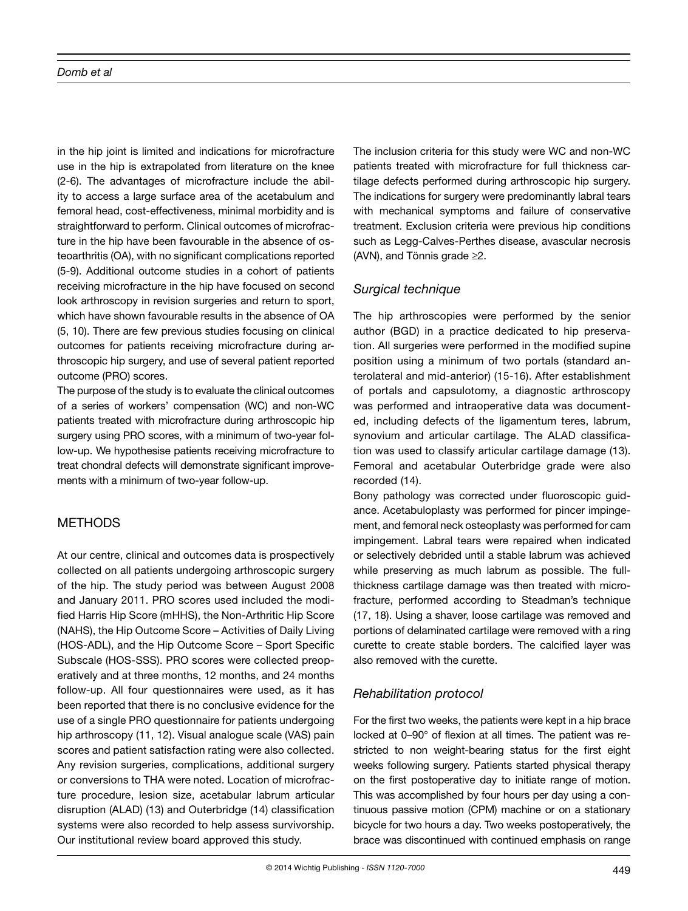in the hip joint is limited and indications for microfracture use in the hip is extrapolated from literature on the knee (2-6). The advantages of microfracture include the ability to access a large surface area of the acetabulum and femoral head, cost-effectiveness, minimal morbidity and is straightforward to perform. Clinical outcomes of microfracture in the hip have been favourable in the absence of osteoarthritis (OA), with no significant complications reported (5-9). Additional outcome studies in a cohort of patients receiving microfracture in the hip have focused on second look arthroscopy in revision surgeries and return to sport, which have shown favourable results in the absence of OA (5, 10). There are few previous studies focusing on clinical outcomes for patients receiving microfracture during arthroscopic hip surgery, and use of several patient reported outcome (PRO) scores.

The purpose of the study is to evaluate the clinical outcomes of a series of workers' compensation (WC) and non-WC patients treated with microfracture during arthroscopic hip surgery using PRO scores, with a minimum of two-year follow-up. We hypothesise patients receiving microfracture to treat chondral defects will demonstrate significant improvements with a minimum of two-year follow-up.

## METHODS

At our centre, clinical and outcomes data is prospectively collected on all patients undergoing arthroscopic surgery of the hip. The study period was between August 2008 and January 2011. PRO scores used included the modified Harris Hip Score (mHHS), the Non-Arthritic Hip Score (NAHS), the Hip Outcome Score – Activities of Daily Living (HOS-ADL), and the Hip Outcome Score – Sport Specific Subscale (HOS-SSS). PRO scores were collected preoperatively and at three months, 12 months, and 24 months follow-up. All four questionnaires were used, as it has been reported that there is no conclusive evidence for the use of a single PRO questionnaire for patients undergoing hip arthroscopy (11, 12). Visual analogue scale (VAS) pain scores and patient satisfaction rating were also collected. Any revision surgeries, complications, additional surgery or conversions to THA were noted. Location of microfracture procedure, lesion size, acetabular labrum articular disruption (ALAD) (13) and Outerbridge (14) classification systems were also recorded to help assess survivorship. Our institutional review board approved this study.

The inclusion criteria for this study were WC and non-WC patients treated with microfracture for full thickness cartilage defects performed during arthroscopic hip surgery. The indications for surgery were predominantly labral tears with mechanical symptoms and failure of conservative treatment. Exclusion criteria were previous hip conditions such as Legg-Calves-Perthes disease, avascular necrosis (AVN), and Tönnis grade ≥2.

### *Surgical technique*

The hip arthroscopies were performed by the senior author (BGD) in a practice dedicated to hip preservation. All surgeries were performed in the modified supine position using a minimum of two portals (standard anterolateral and mid-anterior) (15-16). After establishment of portals and capsulotomy, a diagnostic arthroscopy was performed and intraoperative data was documented, including defects of the ligamentum teres, labrum, synovium and articular cartilage. The ALAD classification was used to classify articular cartilage damage (13). Femoral and acetabular Outerbridge grade were also recorded (14).

Bony pathology was corrected under fluoroscopic guidance. Acetabuloplasty was performed for pincer impingement, and femoral neck osteoplasty was performed for cam impingement. Labral tears were repaired when indicated or selectively debrided until a stable labrum was achieved while preserving as much labrum as possible. The full-thickness cartilage damage was then treated with microfracture, performed according to Steadman's technique (17, 18). Using a shaver, loose cartilage was removed and portions of delaminated cartilage were removed with a ring curette to create stable borders. The calcified layer was also removed with the curette.

### *Rehabilitation protocol*

For the first two weeks, the patients were kept in a hip brace locked at 0–90° of flexion at all times. The patient was restricted to non weight-bearing status for the first eight weeks following surgery. Patients started physical therapy on the first postoperative day to initiate range of motion. This was accomplished by four hours per day using a continuous passive motion (CPM) machine or on a stationary bicycle for two hours a day. Two weeks postoperatively, the brace was discontinued with continued emphasis on range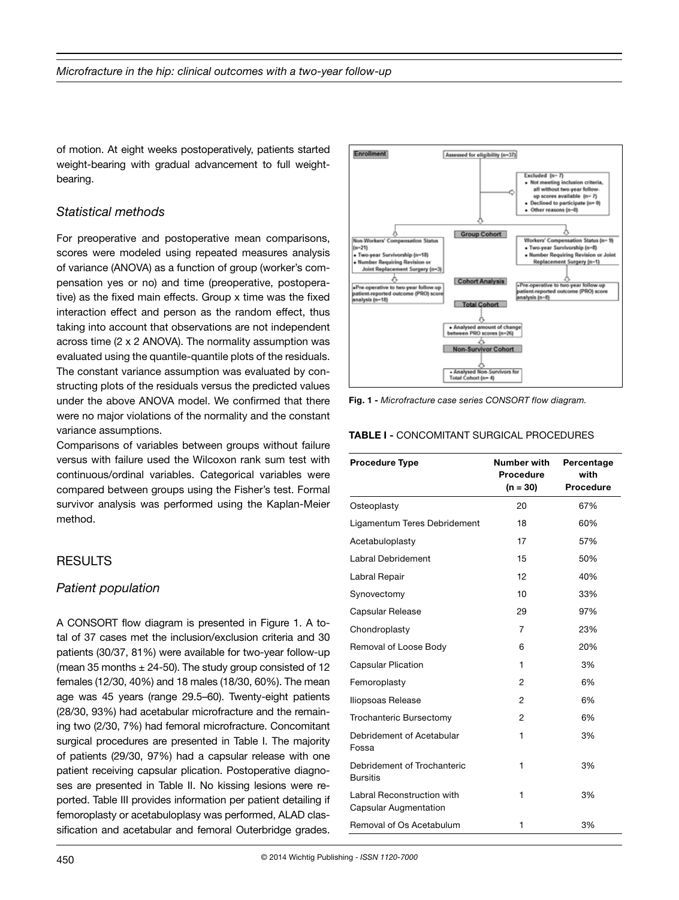of motion. At eight weeks postoperatively, patients started weight-bearing with gradual advancement to full weight-bearing.

### *Statistical methods*

For preoperative and postoperative mean comparisons, scores were modeled using repeated measures analysis of variance (ANOVA) as a function of group (worker's compensation yes or no) and time (preoperative, postoperative) as the fixed main effects. Group x time was the fixed interaction effect and person as the random effect, thus taking into account that observations are not independent across time (2 x 2 ANOVA). The normality assumption was evaluated using the quantile-quantile plots of the residuals. The constant variance assumption was evaluated by constructing plots of the residuals versus the predicted values under the above ANOVA model. We confirmed that there were no major violations of the normality and the constant variance assumptions.

Comparisons of variables between groups without failure versus with failure used the Wilcoxon rank sum test with continuous/ordinal variables. Categorical variables were compared between groups using the Fisher's test. Formal survivor analysis was performed using the Kaplan-Meier method.

## RESULTS

### *Patient population*

A CONSORT flow diagram is presented in Figure 1. A total of 37 cases met the inclusion/exclusion criteria and 30 patients (30/37, 81%) were available for two-year follow-up (mean 35 months ± 24-50). The study group consisted of 12 females (12/30, 40%) and 18 males (18/30, 60%). The mean age was 45 years (range 29.5–60). Twenty-eight patients (28/30, 93%) had acetabular microfracture and the remaining two (2/30, 7%) had femoral microfracture. Concomitant surgical procedures are presented in Table I. The majority of patients (29/30, 97%) had a capsular release with one patient receiving capsular plication. Postoperative diagnoses are presented in Table II. No kissing lesions were reported. Table III provides information per patient detailing if femoroplasty or acetabuloplasy was performed, ALAD classification and acetabular and femoral Outerbridge grades.

Enrollment: Assessed for eligibility (n=37)

Excluded (n= 7)
- Not meeting inclusion criteria, all without two-year follow-up scores available (n= 7)
- Declined to participate (n= 0)
- Other reasons (n=0)

Group Cohort

Non-Workers' Compensation Status (n=21)
- Two-year Survivorship (n=18)
- Number Requiring Revision or Joint Replacement Surgery (n=3)

Workers' Compensation Status (n= 9)
- Two-year Survivorship (n=8)
- Number Requiring Revision or Joint Replacement Surgery (n=1)

Cohort Analysis

- Pre-operative to two-year follow-up patient-reported outcome (PRO) score analysis (n=18)
- Pre-operative to two-year follow-up patient-reported outcome (PRO) score analysis (n=8)

Total Cohort
- Analysed amount of change between PRO scores (n=26)

Non-Survivor Cohort
- Analysed Non-Survivors for Total Cohort (n= 4)

**Fig. 1 -** *Microfracture case series CONSORT flow diagram.*

**TABLE I -** CONCOMITANT SURGICAL PROCEDURES

| Procedure Type | Number with Procedure (n = 30) | Percentage with Procedure |
|---|---|---|
| Osteoplasty | 20 | 67% |
| Ligamentum Teres Debridement | 18 | 60% |
| Acetabuloplasty | 17 | 57% |
| Labral Debridement | 15 | 50% |
| Labral Repair | 12 | 40% |
| Synovectomy | 10 | 33% |
| Capsular Release | 29 | 97% |
| Chondroplasty | 7 | 23% |
| Removal of Loose Body | 6 | 20% |
| Capsular Plication | 1 | 3% |
| Femoroplasty | 2 | 6% |
| Iliopsoas Release | 2 | 6% |
| Trochanteric Bursectomy | 2 | 6% |
| Debridement of Acetabular Fossa | 1 | 3% |
| Debridement of Trochanteric Bursitis | 1 | 3% |
| Labral Reconstruction with Capsular Augmentation | 1 | 3% |
| Removal of Os Acetabulum | 1 | 3% |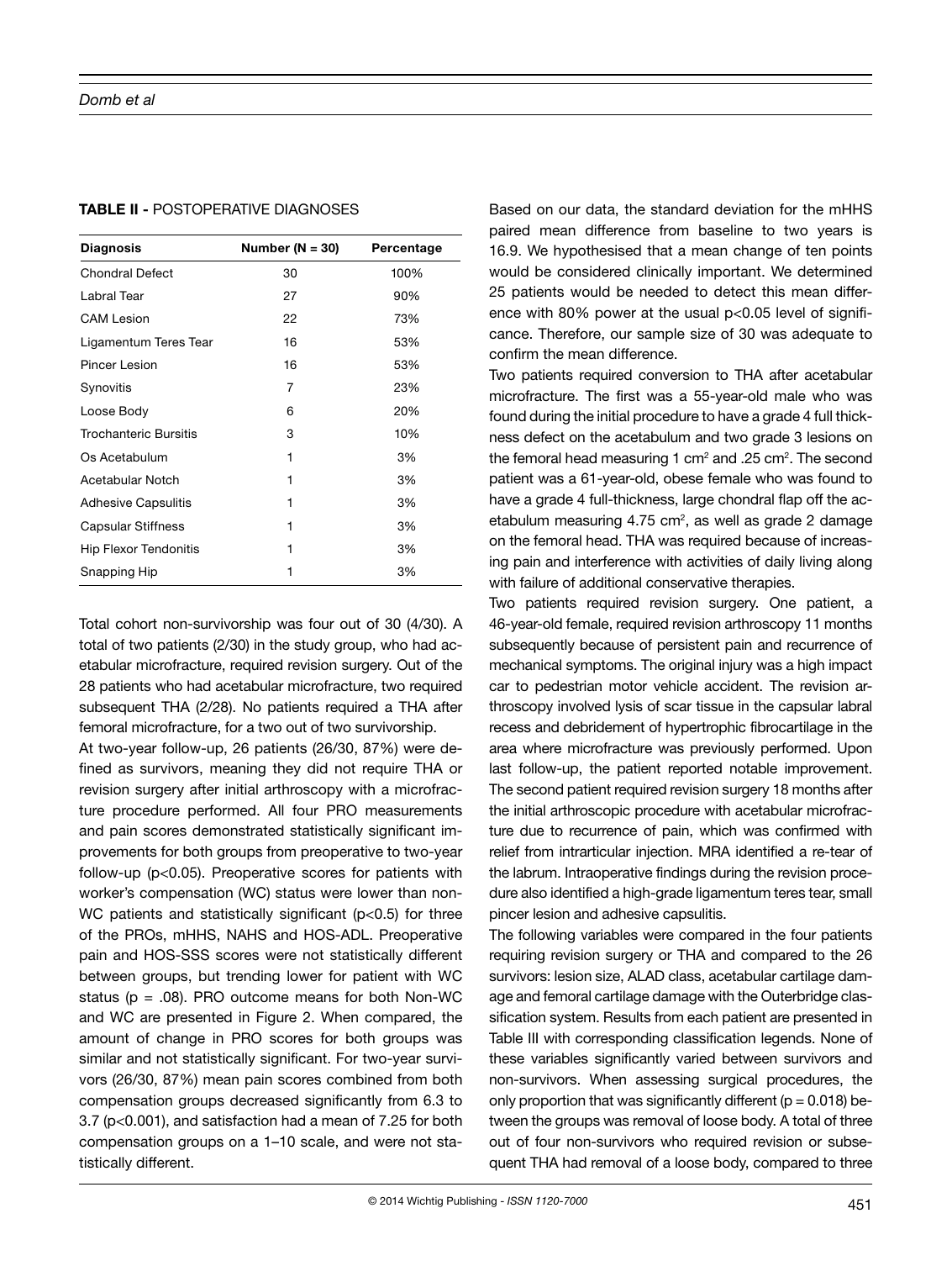**TABLE II -** POSTOPERATIVE DIAGNOSES

| Diagnosis | Number (N = 30) | Percentage |
|---|---|---|
| Chondral Defect | 30 | 100% |
| Labral Tear | 27 | 90% |
| CAM Lesion | 22 | 73% |
| Ligamentum Teres Tear | 16 | 53% |
| Pincer Lesion | 16 | 53% |
| Synovitis | 7 | 23% |
| Loose Body | 6 | 20% |
| Trochanteric Bursitis | 3 | 10% |
| Os Acetabulum | 1 | 3% |
| Acetabular Notch | 1 | 3% |
| Adhesive Capsulitis | 1 | 3% |
| Capsular Stiffness | 1 | 3% |
| Hip Flexor Tendonitis | 1 | 3% |
| Snapping Hip | 1 | 3% |

Total cohort non-survivorship was four out of 30 (4/30). A total of two patients (2/30) in the study group, who had acetabular microfracture, required revision surgery. Out of the 28 patients who had acetabular microfracture, two required subsequent THA (2/28). No patients required a THA after femoral microfracture, for a two out of two survivorship.

At two-year follow-up, 26 patients (26/30, 87%) were defined as survivors, meaning they did not require THA or revision surgery after initial arthroscopy with a microfracture procedure performed. All four PRO measurements and pain scores demonstrated statistically significant improvements for both groups from preoperative to two-year follow-up ($p<0.05$). Preoperative scores for patients with worker's compensation (WC) status were lower than non-WC patients and statistically significant ($p<0.5$) for three of the PROs, mHHS, NAHS and HOS-ADL. Preoperative pain and HOS-SSS scores were not statistically different between groups, but trending lower for patient with WC status ($p = .08$). PRO outcome means for both Non-WC and WC are presented in Figure 2. When compared, the amount of change in PRO scores for both groups was similar and not statistically significant. For two-year survivors (26/30, 87%) mean pain scores combined from both compensation groups decreased significantly from 6.3 to 3.7 ($p<0.001$), and satisfaction had a mean of 7.25 for both compensation groups on a 1–10 scale, and were not statistically different.

Based on our data, the standard deviation for the mHHS paired mean difference from baseline to two years is 16.9. We hypothesised that a mean change of ten points would be considered clinically important. We determined 25 patients would be needed to detect this mean difference with 80% power at the usual $p<0.05$ level of significance. Therefore, our sample size of 30 was adequate to confirm the mean difference.

Two patients required conversion to THA after acetabular microfracture. The first was a 55-year-old male who was found during the initial procedure to have a grade 4 full thickness defect on the acetabulum and two grade 3 lesions on the femoral head measuring 1 $cm^2$ and .25 $cm^2$. The second patient was a 61-year-old, obese female who was found to have a grade 4 full-thickness, large chondral flap off the acetabulum measuring 4.75 $cm^2$, as well as grade 2 damage on the femoral head. THA was required because of increasing pain and interference with activities of daily living along with failure of additional conservative therapies.

Two patients required revision surgery. One patient, a 46-year-old female, required revision arthroscopy 11 months subsequently because of persistent pain and recurrence of mechanical symptoms. The original injury was a high impact car to pedestrian motor vehicle accident. The revision arthroscopy involved lysis of scar tissue in the capsular labral recess and debridement of hypertrophic fibrocartilage in the area where microfracture was previously performed. Upon last follow-up, the patient reported notable improvement. The second patient required revision surgery 18 months after the initial arthroscopic procedure with acetabular microfracture due to recurrence of pain, which was confirmed with relief from intrarticular injection. MRA identified a re-tear of the labrum. Intraoperative findings during the revision procedure also identified a high-grade ligamentum teres tear, small pincer lesion and adhesive capsulitis.

The following variables were compared in the four patients requiring revision surgery or THA and compared to the 26 survivors: lesion size, ALAD class, acetabular cartilage damage and femoral cartilage damage with the Outerbridge classification system. Results from each patient are presented in Table III with corresponding classification legends. None of these variables significantly varied between survivors and non-survivors. When assessing surgical procedures, the only proportion that was significantly different ($p = 0.018$) between the groups was removal of loose body. A total of three out of four non-survivors who required revision or subsequent THA had removal of a loose body, compared to three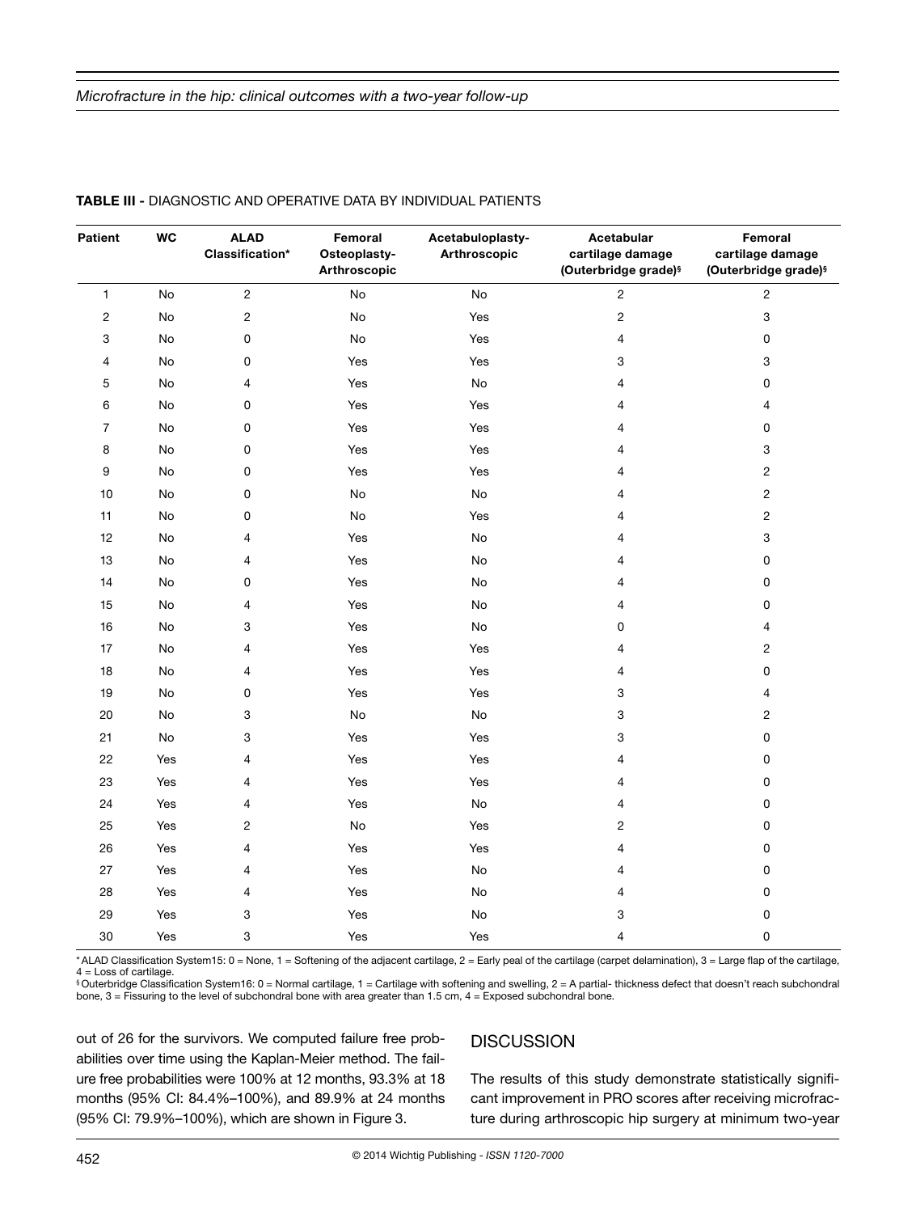**TABLE III -** DIAGNOSTIC AND OPERATIVE DATA BY INDIVIDUAL PATIENTS

| Patient | WC | ALAD Classification* | Femoral Osteoplasty-Arthroscopic | Acetabuloplasty-Arthroscopic | Acetabular cartilage damage (Outerbridge grade)§ | Femoral cartilage damage (Outerbridge grade)§ |
|---|---|---|---|---|---|---|
| 1 | No | 2 | No | No | 2 | 2 |
| 2 | No | 2 | No | Yes | 2 | 3 |
| 3 | No | 0 | No | Yes | 4 | 0 |
| 4 | No | 0 | Yes | Yes | 3 | 3 |
| 5 | No | 4 | Yes | No | 4 | 0 |
| 6 | No | 0 | Yes | Yes | 4 | 4 |
| 7 | No | 0 | Yes | Yes | 4 | 0 |
| 8 | No | 0 | Yes | Yes | 4 | 3 |
| 9 | No | 0 | Yes | Yes | 4 | 2 |
| 10 | No | 0 | No | No | 4 | 2 |
| 11 | No | 0 | No | Yes | 4 | 2 |
| 12 | No | 4 | Yes | No | 4 | 3 |
| 13 | No | 4 | Yes | No | 4 | 0 |
| 14 | No | 0 | Yes | No | 4 | 0 |
| 15 | No | 4 | Yes | No | 4 | 0 |
| 16 | No | 3 | Yes | No | 0 | 4 |
| 17 | No | 4 | Yes | Yes | 4 | 2 |
| 18 | No | 4 | Yes | Yes | 4 | 0 |
| 19 | No | 0 | Yes | Yes | 3 | 4 |
| 20 | No | 3 | No | No | 3 | 2 |
| 21 | No | 3 | Yes | Yes | 3 | 0 |
| 22 | Yes | 4 | Yes | Yes | 4 | 0 |
| 23 | Yes | 4 | Yes | Yes | 4 | 0 |
| 24 | Yes | 4 | Yes | No | 4 | 0 |
| 25 | Yes | 2 | No | Yes | 2 | 0 |
| 26 | Yes | 4 | Yes | Yes | 4 | 0 |
| 27 | Yes | 4 | Yes | No | 4 | 0 |
| 28 | Yes | 4 | Yes | No | 4 | 0 |
| 29 | Yes | 3 | Yes | No | 3 | 0 |
| 30 | Yes | 3 | Yes | Yes | 4 | 0 |

* ALAD Classification System15: 0 = None, 1 = Softening of the adjacent cartilage, 2 = Early peal of the cartilage (carpet delamination), 3 = Large flap of the cartilage, 4 = Loss of cartilage.

§ Outerbridge Classification System16: 0 = Normal cartilage, 1 = Cartilage with softening and swelling, 2 = A partial- thickness defect that doesn't reach subchondral bone, 3 = Fissuring to the level of subchondral bone with area greater than 1.5 cm, 4 = Exposed subchondral bone.

out of 26 for the survivors. We computed failure free probabilities over time using the Kaplan-Meier method. The failure free probabilities were 100% at 12 months, 93.3% at 18 months (95% CI: 84.4%–100%), and 89.9% at 24 months (95% CI: 79.9%–100%), which are shown in Figure 3.

## DISCUSSION

The results of this study demonstrate statistically significant improvement in PRO scores after receiving microfracture during arthroscopic hip surgery at minimum two-year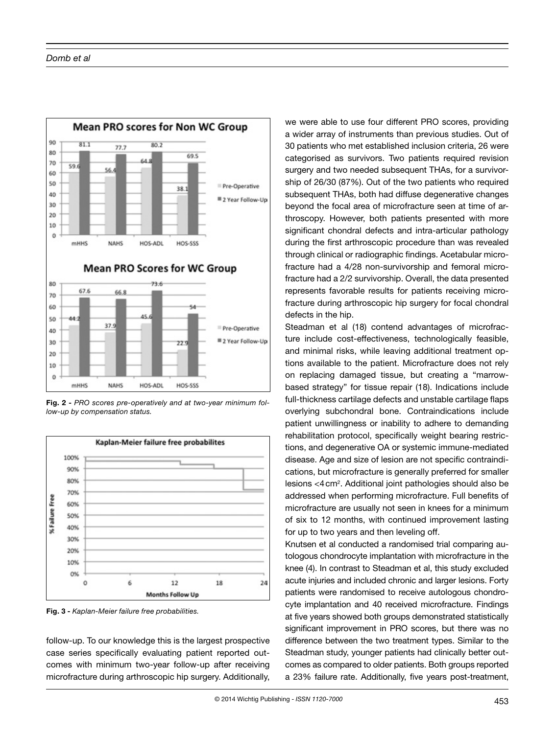Fig. 2 - *PRO scores pre-operatively and at two-year minimum follow-up by compensation status.*

Fig. 3 - *Kaplan-Meier failure free probabilities.*

follow-up. To our knowledge this is the largest prospective case series specifically evaluating patient reported outcomes with minimum two-year follow-up after receiving microfracture during arthroscopic hip surgery. Additionally, we were able to use four different PRO scores, providing a wider array of instruments than previous studies. Out of 30 patients who met established inclusion criteria, 26 were categorised as survivors. Two patients required revision surgery and two needed subsequent THAs, for a survivorship of 26/30 (87%). Out of the two patients who required subsequent THAs, both had diffuse degenerative changes beyond the focal area of microfracture seen at time of arthroscopy. However, both patients presented with more significant chondral defects and intra-articular pathology during the first arthroscopic procedure than was revealed through clinical or radiographic findings. Acetabular microfracture had a 4/28 non-survivorship and femoral microfracture had a 2/2 survivorship. Overall, the data presented represents favorable results for patients receiving microfracture during arthroscopic hip surgery for focal chondral defects in the hip.

Steadman et al (18) contend advantages of microfracture include cost-effectiveness, technologically feasible, and minimal risks, while leaving additional treatment options available to the patient. Microfracture does not rely on replacing damaged tissue, but creating a "marrow-based strategy" for tissue repair (18). Indications include full-thickness cartilage defects and unstable cartilage flaps overlying subchondral bone. Contraindications include patient unwillingness or inability to adhere to demanding rehabilitation protocol, specifically weight bearing restrictions, and degenerative OA or systemic immune-mediated disease. Age and size of lesion are not specific contraindications, but microfracture is generally preferred for smaller lesions <4 $cm^2$. Additional joint pathologies should also be addressed when performing microfracture. Full benefits of microfracture are usually not seen in knees for a minimum of six to 12 months, with continued improvement lasting for up to two years and then leveling off.

Knutsen et al conducted a randomised trial comparing autologous chondrocyte implantation with microfracture in the knee (4). In contrast to Steadman et al, this study excluded acute injuries and included chronic and larger lesions. Forty patients were randomised to receive autologous chondrocyte implantation and 40 received microfracture. Findings at five years showed both groups demonstrated statistically significant improvement in PRO scores, but there was no difference between the two treatment types. Similar to the Steadman study, younger patients had clinically better outcomes as compared to older patients. Both groups reported a 23% failure rate. Additionally, five years post-treatment,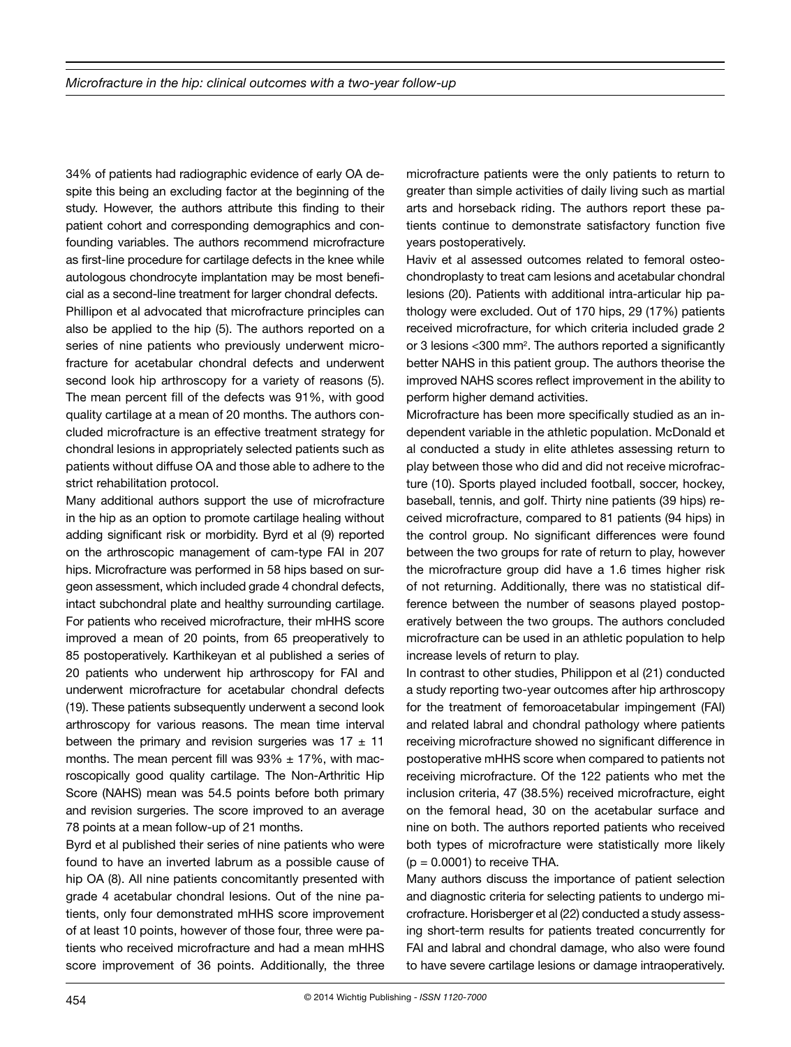34% of patients had radiographic evidence of early OA despite this being an excluding factor at the beginning of the study. However, the authors attribute this finding to their patient cohort and corresponding demographics and confounding variables. The authors recommend microfracture as first-line procedure for cartilage defects in the knee while autologous chondrocyte implantation may be most beneficial as a second-line treatment for larger chondral defects.

Phillipon et al advocated that microfracture principles can also be applied to the hip (5). The authors reported on a series of nine patients who previously underwent microfracture for acetabular chondral defects and underwent second look hip arthroscopy for a variety of reasons (5). The mean percent fill of the defects was 91%, with good quality cartilage at a mean of 20 months. The authors concluded microfracture is an effective treatment strategy for chondral lesions in appropriately selected patients such as patients without diffuse OA and those able to adhere to the strict rehabilitation protocol.

Many additional authors support the use of microfracture in the hip as an option to promote cartilage healing without adding significant risk or morbidity. Byrd et al (9) reported on the arthroscopic management of cam-type FAI in 207 hips. Microfracture was performed in 58 hips based on surgeon assessment, which included grade 4 chondral defects, intact subchondral plate and healthy surrounding cartilage. For patients who received microfracture, their mHHS score improved a mean of 20 points, from 65 preoperatively to 85 postoperatively. Karthikeyan et al published a series of 20 patients who underwent hip arthroscopy for FAI and underwent microfracture for acetabular chondral defects (19). These patients subsequently underwent a second look arthroscopy for various reasons. The mean time interval between the primary and revision surgeries was $17 \pm 11$ months. The mean percent fill was $93\% \pm 17\%$, with macroscopically good quality cartilage. The Non-Arthritic Hip Score (NAHS) mean was 54.5 points before both primary and revision surgeries. The score improved to an average 78 points at a mean follow-up of 21 months.

Byrd et al published their series of nine patients who were found to have an inverted labrum as a possible cause of hip OA (8). All nine patients concomitantly presented with grade 4 acetabular chondral lesions. Out of the nine patients, only four demonstrated mHHS score improvement of at least 10 points, however of those four, three were patients who received microfracture and had a mean mHHS score improvement of 36 points. Additionally, the three microfracture patients were the only patients to return to greater than simple activities of daily living such as martial arts and horseback riding. The authors report these patients continue to demonstrate satisfactory function five years postoperatively.

Haviv et al assessed outcomes related to femoral osteochondroplasty to treat cam lesions and acetabular chondral lesions (20). Patients with additional intra-articular hip pathology were excluded. Out of 170 hips, 29 (17%) patients received microfracture, for which criteria included grade 2 or 3 lesions <300 mm$^2$. The authors reported a significantly better NAHS in this patient group. The authors theorise the improved NAHS scores reflect improvement in the ability to perform higher demand activities.

Microfracture has been more specifically studied as an independent variable in the athletic population. McDonald et al conducted a study in elite athletes assessing return to play between those who did and did not receive microfracture (10). Sports played included football, soccer, hockey, baseball, tennis, and golf. Thirty nine patients (39 hips) received microfracture, compared to 81 patients (94 hips) in the control group. No significant differences were found between the two groups for rate of return to play, however the microfracture group did have a 1.6 times higher risk of not returning. Additionally, there was no statistical difference between the number of seasons played postoperatively between the two groups. The authors concluded microfracture can be used in an athletic population to help increase levels of return to play.

In contrast to other studies, Philippon et al (21) conducted a study reporting two-year outcomes after hip arthroscopy for the treatment of femoroacetabular impingement (FAI) and related labral and chondral pathology where patients receiving microfracture showed no significant difference in postoperative mHHS score when compared to patients not receiving microfracture. Of the 122 patients who met the inclusion criteria, 47 (38.5%) received microfracture, eight on the femoral head, 30 on the acetabular surface and nine on both. The authors reported patients who received both types of microfracture were statistically more likely ($p = 0.0001$) to receive THA.

Many authors discuss the importance of patient selection and diagnostic criteria for selecting patients to undergo microfracture. Horisberger et al (22) conducted a study assessing short-term results for patients treated concurrently for FAI and labral and chondral damage, who also were found to have severe cartilage lesions or damage intraoperatively.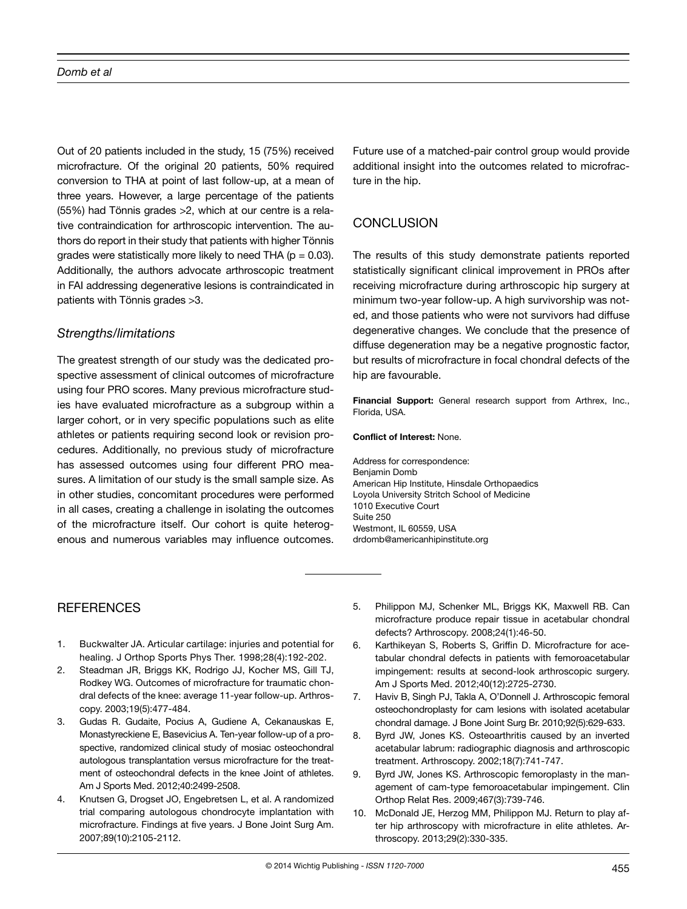Out of 20 patients included in the study, 15 (75%) received microfracture. Of the original 20 patients, 50% required conversion to THA at point of last follow-up, at a mean of three years. However, a large percentage of the patients (55%) had Tönnis grades >2, which at our centre is a relative contraindication for arthroscopic intervention. The authors do report in their study that patients with higher Tönnis grades were statistically more likely to need THA ($p = 0.03$). Additionally, the authors advocate arthroscopic treatment in FAI addressing degenerative lesions is contraindicated in patients with Tönnis grades >3.

### *Strengths/limitations*

The greatest strength of our study was the dedicated prospective assessment of clinical outcomes of microfracture using four PRO scores. Many previous microfracture studies have evaluated microfracture as a subgroup within a larger cohort, or in very specific populations such as elite athletes or patients requiring second look or revision procedures. Additionally, no previous study of microfracture has assessed outcomes using four different PRO measures. A limitation of our study is the small sample size. As in other studies, concomitant procedures were performed in all cases, creating a challenge in isolating the outcomes of the microfracture itself. Our cohort is quite heterogenous and numerous variables may influence outcomes. Future use of a matched-pair control group would provide additional insight into the outcomes related to microfracture in the hip.

## CONCLUSION

The results of this study demonstrate patients reported statistically significant clinical improvement in PROs after receiving microfracture during arthroscopic hip surgery at minimum two-year follow-up. A high survivorship was noted, and those patients who were not survivors had diffuse degenerative changes. We conclude that the presence of diffuse degeneration may be a negative prognostic factor, but results of microfracture in focal chondral defects of the hip are favourable.

**Financial Support:** General research support from Arthrex, Inc., Florida, USA.

**Conflict of Interest:** None.

Address for correspondence:
Benjamin Domb
American Hip Institute, Hinsdale Orthopaedics
Loyola University Stritch School of Medicine
1010 Executive Court
Suite 250
Westmont, IL 60559, USA
drdomb@americanhipinstitute.org

## REFERENCES

1. Buckwalter JA. Articular cartilage: injuries and potential for healing. J Orthop Sports Phys Ther. 1998;28(4):192-202.
2. Steadman JR, Briggs KK, Rodrigo JJ, Kocher MS, Gill TJ, Rodkey WG. Outcomes of microfracture for traumatic chondral defects of the knee: average 11-year follow-up. Arthroscopy. 2003;19(5):477-484.
3. Gudas R. Gudaite, Pocius A, Gudiene A, Cekanauskas E, Monastyreckiene E, Basevicius A. Ten-year follow-up of a prospective, randomized clinical study of mosiac osteochondral autologous transplantation versus microfracture for the treatment of osteochondral defects in the knee Joint of athletes. Am J Sports Med. 2012;40:2499-2508.
4. Knutsen G, Drogset JO, Engebretsen L, et al. A randomized trial comparing autologous chondrocyte implantation with microfracture. Findings at five years. J Bone Joint Surg Am. 2007;89(10):2105-2112.
5. Philippon MJ, Schenker ML, Briggs KK, Maxwell RB. Can microfracture produce repair tissue in acetabular chondral defects? Arthroscopy. 2008;24(1):46-50.
6. Karthikeyan S, Roberts S, Griffin D. Microfracture for acetabular chondral defects in patients with femoroacetabular impingement: results at second-look arthroscopic surgery. Am J Sports Med. 2012;40(12):2725-2730.
7. Haviv B, Singh PJ, Takla A, O'Donnell J. Arthroscopic femoral osteochondroplasty for cam lesions with isolated acetabular chondral damage. J Bone Joint Surg Br. 2010;92(5):629-633.
8. Byrd JW, Jones KS. Osteoarthritis caused by an inverted acetabular labrum: radiographic diagnosis and arthroscopic treatment. Arthroscopy. 2002;18(7):741-747.
9. Byrd JW, Jones KS. Arthroscopic femoroplasty in the management of cam-type femoroacetabular impingement. Clin Orthop Relat Res. 2009;467(3):739-746.
10. McDonald JE, Herzog MM, Philippon MJ. Return to play after hip arthroscopy with microfracture in elite athletes. Arthroscopy. 2013;29(2):330-335.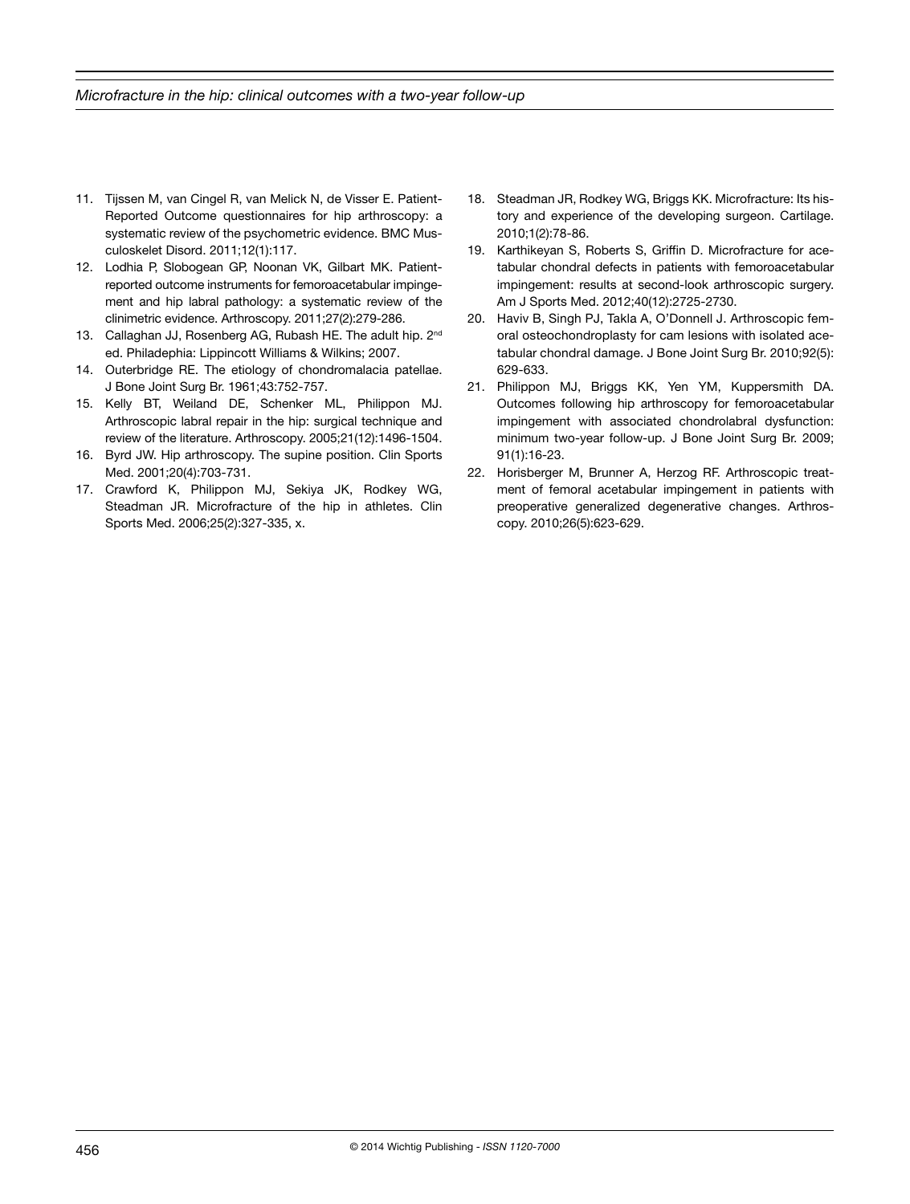11. Tijssen M, van Cingel R, van Melick N, de Visser E. Patient-Reported Outcome questionnaires for hip arthroscopy: a systematic review of the psychometric evidence. BMC Musculoskelet Disord. 2011;12(1):117.
12. Lodhia P, Slobogean GP, Noonan VK, Gilbart MK. Patient-reported outcome instruments for femoroacetabular impingement and hip labral pathology: a systematic review of the clinimetric evidence. Arthroscopy. 2011;27(2):279-286.
13. Callaghan JJ, Rosenberg AG, Rubash HE. The adult hip. 2nd ed. Philadephia: Lippincott Williams & Wilkins; 2007.
14. Outerbridge RE. The etiology of chondromalacia patellae. J Bone Joint Surg Br. 1961;43:752-757.
15. Kelly BT, Weiland DE, Schenker ML, Philippon MJ. Arthroscopic labral repair in the hip: surgical technique and review of the literature. Arthroscopy. 2005;21(12):1496-1504.
16. Byrd JW. Hip arthroscopy. The supine position. Clin Sports Med. 2001;20(4):703-731.
17. Crawford K, Philippon MJ, Sekiya JK, Rodkey WG, Steadman JR. Microfracture of the hip in athletes. Clin Sports Med. 2006;25(2):327-335, x.
18. Steadman JR, Rodkey WG, Briggs KK. Microfracture: Its history and experience of the developing surgeon. Cartilage. 2010;1(2):78-86.
19. Karthikeyan S, Roberts S, Griffin D. Microfracture for acetabular chondral defects in patients with femoroacetabular impingement: results at second-look arthroscopic surgery. Am J Sports Med. 2012;40(12):2725-2730.
20. Haviv B, Singh PJ, Takla A, O'Donnell J. Arthroscopic femoral osteochondroplasty for cam lesions with isolated acetabular chondral damage. J Bone Joint Surg Br. 2010;92(5):629-633.
21. Philippon MJ, Briggs KK, Yen YM, Kuppersmith DA. Outcomes following hip arthroscopy for femoroacetabular impingement with associated chondrolabral dysfunction: minimum two-year follow-up. J Bone Joint Surg Br. 2009;91(1):16-23.
22. Horisberger M, Brunner A, Herzog RF. Arthroscopic treatment of femoral acetabular impingement in patients with preoperative generalized degenerative changes. Arthroscopy. 2010;26(5):623-629.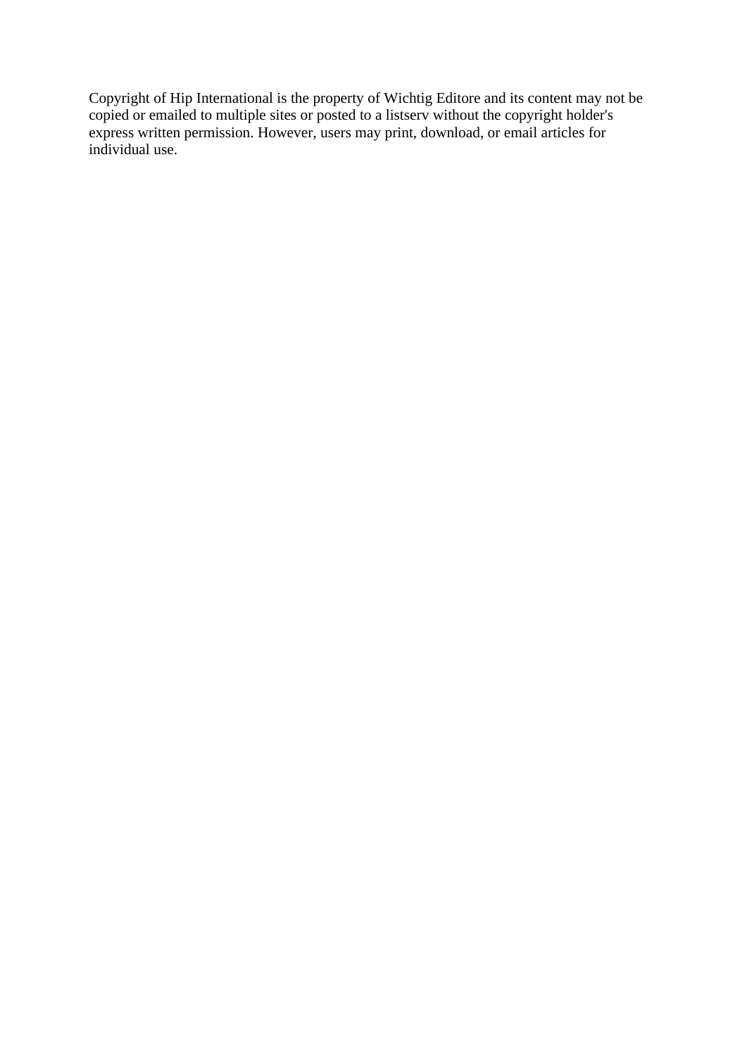Copyright of Hip International is the property of Wichtig Editore and its content may not be copied or emailed to multiple sites or posted to a listserv without the copyright holder's express written permission. However, users may print, download, or email articles for individual use.